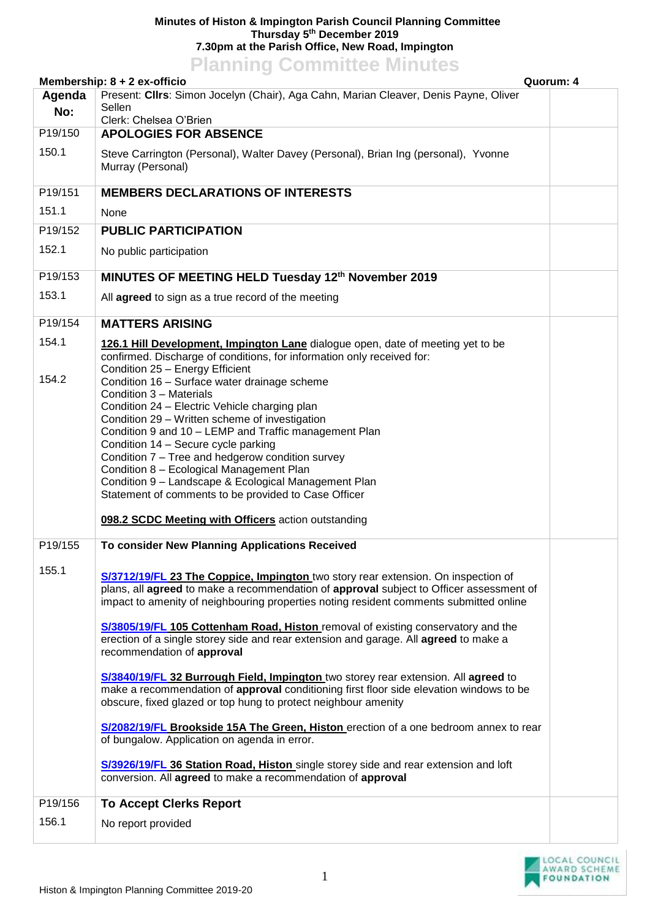**Minutes of Histon & Impington Parish Council Planning Committee**
**Thursday 5th December 2019**
**7.30pm at the Parish Office, New Road, Impington**

# Planning Committee Minutes

**Membership: 8 + 2 ex-officio** **Quorum: 4**

| Agenda No: | Present: **Cllrs**: Simon Jocelyn (Chair), Aga Cahn, Marian Cleaver, Denis Payne, Oliver Sellen<br>Clerk: Chelsea O'Brien | |
|---|---|---|
| P19/150 | **APOLOGIES FOR ABSENCE** | |
| 150.1 | Steve Carrington (Personal), Walter Davey (Personal), Brian Ing (personal), Yvonne Murray (Personal) | |
| P19/151 | **MEMBERS DECLARATIONS OF INTERESTS** | |
| 151.1 | None | |
| P19/152 | **PUBLIC PARTICIPATION** | |
| 152.1 | No public participation | |
| P19/153 | **MINUTES OF MEETING HELD Tuesday 12th November 2019** | |
| 153.1 | All **agreed** to sign as a true record of the meeting | |
| P19/154 | **MATTERS ARISING** | |
| 154.1<br><br>154.2 | **126.1 Hill Development, Impington Lane** dialogue open, date of meeting yet to be confirmed. Discharge of conditions, for information only received for:<br>Condition 25 – Energy Efficient<br>Condition 16 – Surface water drainage scheme<br>Condition 3 – Materials<br>Condition 24 – Electric Vehicle charging plan<br>Condition 29 – Written scheme of investigation<br>Condition 9 and 10 – LEMP and Traffic management Plan<br>Condition 14 – Secure cycle parking<br>Condition 7 – Tree and hedgerow condition survey<br>Condition 8 – Ecological Management Plan<br>Condition 9 – Landscape & Ecological Management Plan<br>Statement of comments to be provided to Case Officer<br><br>**098.2 SCDC Meeting with Officers** action outstanding | |
| P19/155 | **To consider New Planning Applications Received** | |
| 155.1 | **S/3712/19/FL 23 The Coppice, Impington** two story rear extension. On inspection of plans, all **agreed** to make a recommendation of **approval** subject to Officer assessment of impact to amenity of neighbouring properties noting resident comments submitted online<br><br>**S/3805/19/FL 105 Cottenham Road, Histon** removal of existing conservatory and the erection of a single storey side and rear extension and garage. All **agreed** to make a recommendation of **approval**<br><br>**S/3840/19/FL 32 Burrough Field, Impington** two storey rear extension. All **agreed** to make a recommendation of **approval** conditioning first floor side elevation windows to be obscure, fixed glazed or top hung to protect neighbour amenity<br><br>**S/2082/19/FL Brookside 15A The Green, Histon** erection of a one bedroom annex to rear of bungalow. Application on agenda in error.<br><br>**S/3926/19/FL 36 Station Road, Histon** single storey side and rear extension and loft conversion. All **agreed** to make a recommendation of **approval** | |
| P19/156 | **To Accept Clerks Report** | |
| 156.1 | No report provided | |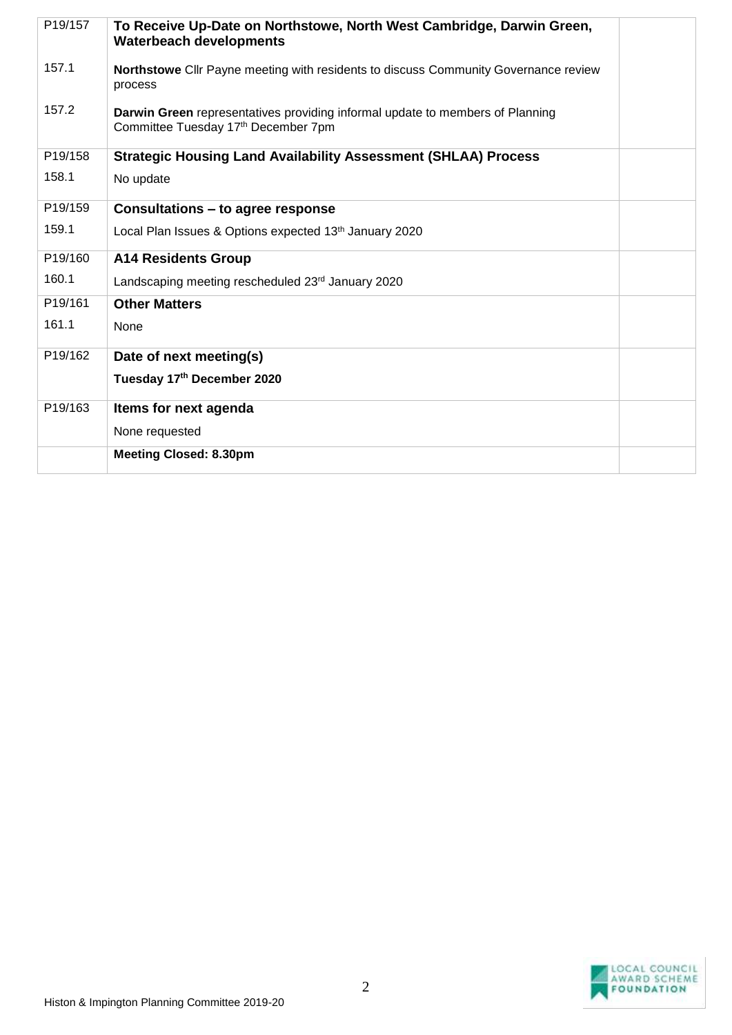| | | |
|---|---|---|
| P19/157 | **To Receive Up-Date on Northstowe, North West Cambridge, Darwin Green, Waterbeach developments** | |
| 157.1 | **Northstowe** Cllr Payne meeting with residents to discuss Community Governance review process | |
| 157.2 | **Darwin Green** representatives providing informal update to members of Planning Committee Tuesday 17th December 7pm | |
| P19/158 | **Strategic Housing Land Availability Assessment (SHLAA) Process** | |
| 158.1 | No update | |
| P19/159 | **Consultations – to agree response** | |
| 159.1 | Local Plan Issues & Options expected 13th January 2020 | |
| P19/160 | **A14 Residents Group** | |
| 160.1 | Landscaping meeting rescheduled 23rd January 2020 | |
| P19/161 | **Other Matters** | |
| 161.1 | None | |
| P19/162 | **Date of next meeting(s)**<br>**Tuesday 17th December 2020** | |
| P19/163 | **Items for next agenda**<br>None requested | |
| | **Meeting Closed: 8.30pm** | |

Histon & Impington Planning Committee 2019-20